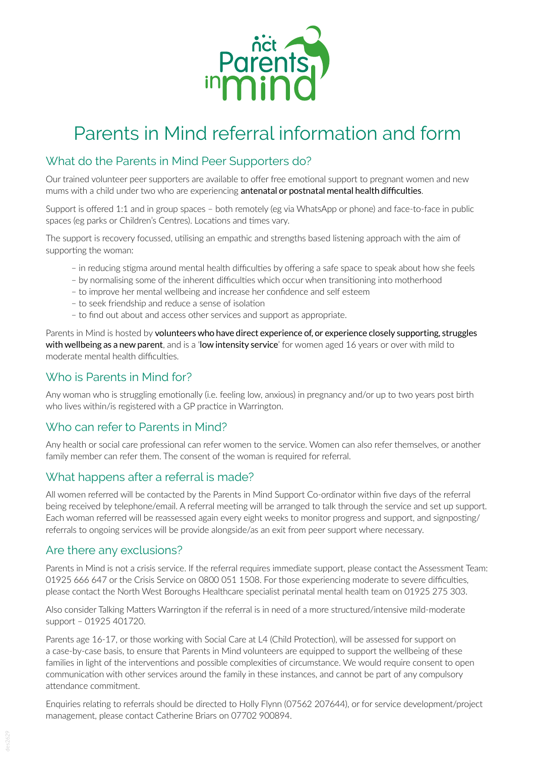# Parents in Mind referral information and form

## What do the Parents in Mind Peer Supporters do?

Our trained volunteer peer supporters are available to offer free emotional support to pregnant women and new mums with a child under two who are experiencing **antenatal or postnatal mental health difficulties**.

Support is offered 1:1 and in group spaces – both remotely (eg via WhatsApp or phone) and face-to-face in public spaces (eg parks or Children's Centres). Locations and times vary.

The support is recovery focussed, utilising an empathic and strengths based listening approach with the aim of supporting the woman:

- in reducing stigma around mental health difficulties by offering a safe space to speak about how she feels
- by normalising some of the inherent difficulties which occur when transitioning into motherhood
- to improve her mental wellbeing and increase her confidence and self esteem
- to seek friendship and reduce a sense of isolation
- to find out about and access other services and support as appropriate.

Parents in Mind is hosted by **volunteers who have direct experience of, or experience closely supporting, struggles with wellbeing as a new parent**, and is a '**low intensity service**' for women aged 16 years or over with mild to moderate mental health difficulties.

## Who is Parents in Mind for?

Any woman who is struggling emotionally (i.e. feeling low, anxious) in pregnancy and/or up to two years post birth who lives within/is registered with a GP practice in Warrington.

## Who can refer to Parents in Mind?

Any health or social care professional can refer women to the service. Women can also refer themselves, or another family member can refer them. The consent of the woman is required for referral.

## What happens after a referral is made?

All women referred will be contacted by the Parents in Mind Support Co-ordinator within five days of the referral being received by telephone/email. A referral meeting will be arranged to talk through the service and set up support. Each woman referred will be reassessed again every eight weeks to monitor progress and support, and signposting/ referrals to ongoing services will be provide alongside/as an exit from peer support where necessary.

## Are there any exclusions?

Parents in Mind is not a crisis service. If the referral requires immediate support, please contact the Assessment Team: 01925 666 647 or the Crisis Service on 0800 051 1508. For those experiencing moderate to severe difficulties, please contact the North West Boroughs Healthcare specialist perinatal mental health team on 01925 275 303.

Also consider Talking Matters Warrington if the referral is in need of a more structured/intensive mild-moderate support – 01925 401720.

Parents age 16-17, or those working with Social Care at L4 (Child Protection), will be assessed for support on a case-by-case basis, to ensure that Parents in Mind volunteers are equipped to support the wellbeing of these families in light of the interventions and possible complexities of circumstance. We would require consent to open communication with other services around the family in these instances, and cannot be part of any compulsory attendance commitment.

Enquiries relating to referrals should be directed to Holly Flynn (07562 207644), or for service development/project management, please contact Catherine Briars on 07702 900894.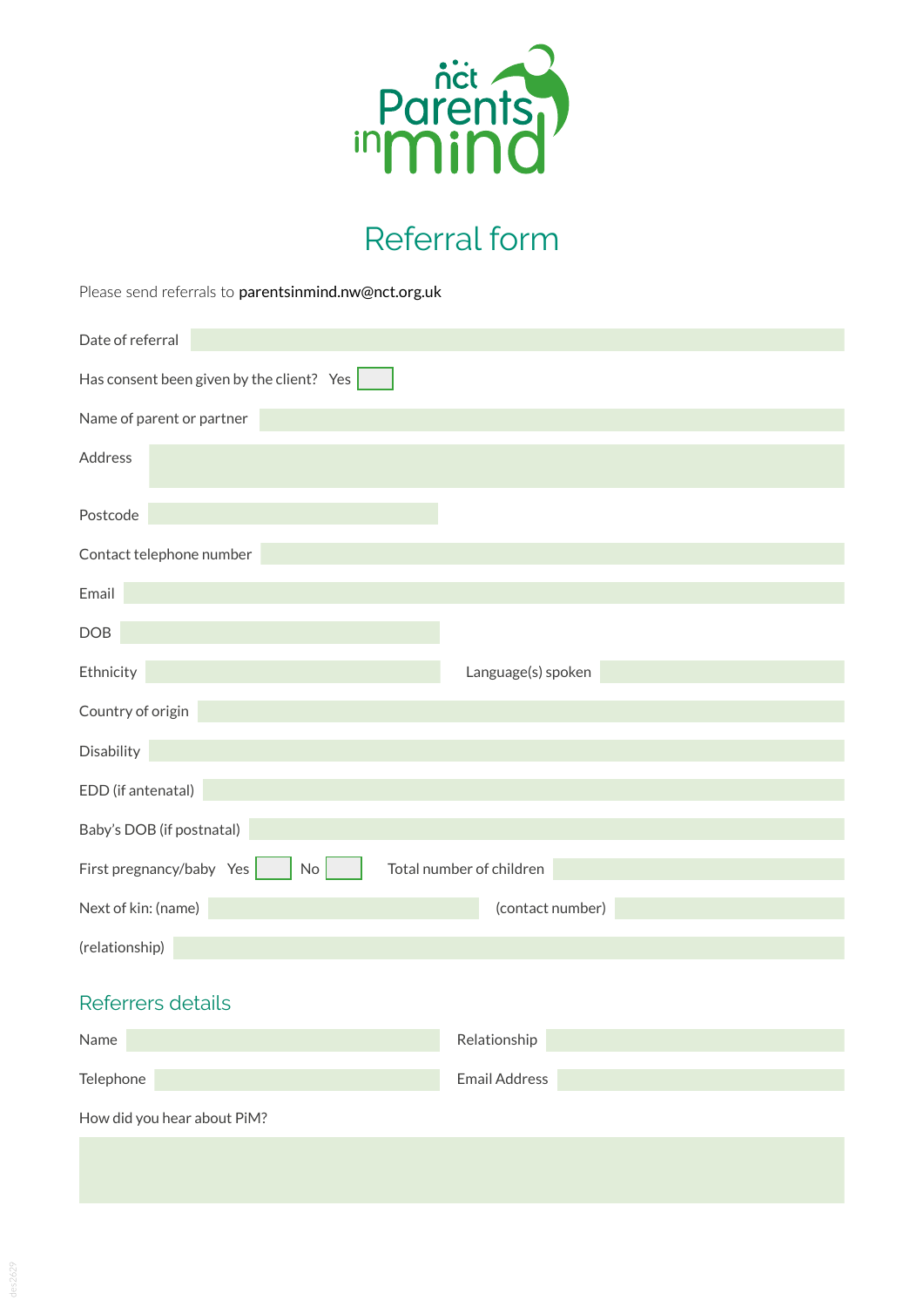# Referral form

Please send referrals to **parentsinmind.nw@nct.org.uk**

Date of referral

Has consent been given by the client? Yes ☐

Name of parent or partner

Address

Postcode

Contact telephone number

Email

DOB

Ethnicity

Language(s) spoken

Country of origin

Disability

EDD (if antenatal)

Baby's DOB (if postnatal)

First pregnancy/baby Yes ☐ No ☐

Total number of children

Next of kin: (name)

(contact number)

(relationship)

## Referrers details

Name

Relationship

Telephone

Email Address

How did you hear about PiM?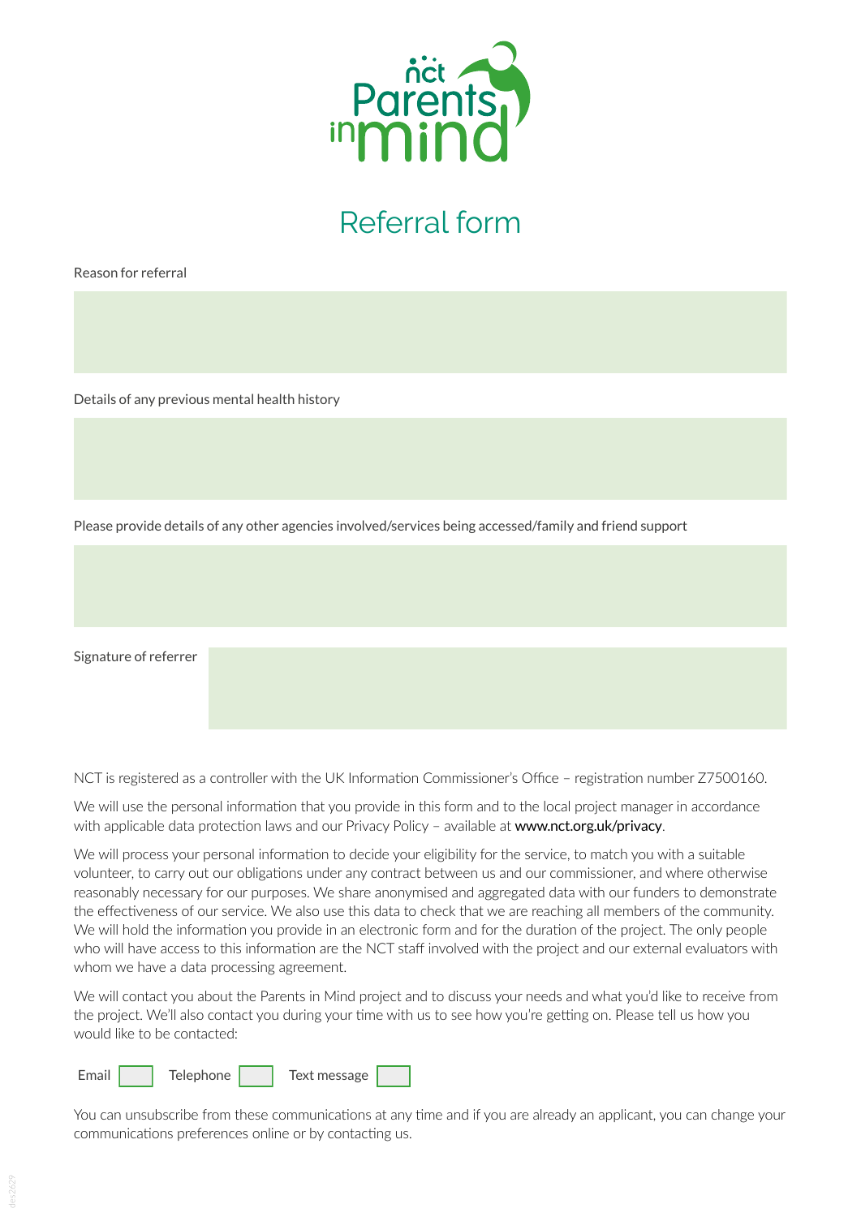# Referral form

Reason for referral

Details of any previous mental health history

Please provide details of any other agencies involved/services being accessed/family and friend support

Signature of referrer

NCT is registered as a controller with the UK Information Commissioner's Office – registration number Z7500160.

We will use the personal information that you provide in this form and to the local project manager in accordance with applicable data protection laws and our Privacy Policy – available at **www.nct.org.uk/privacy**.

We will process your personal information to decide your eligibility for the service, to match you with a suitable volunteer, to carry out our obligations under any contract between us and our commissioner, and where otherwise reasonably necessary for our purposes. We share anonymised and aggregated data with our funders to demonstrate the effectiveness of our service. We also use this data to check that we are reaching all members of the community. We will hold the information you provide in an electronic form and for the duration of the project. The only people who will have access to this information are the NCT staff involved with the project and our external evaluators with whom we have a data processing agreement.

We will contact you about the Parents in Mind project and to discuss your needs and what you'd like to receive from the project. We'll also contact you during your time with us to see how you're getting on. Please tell us how you would like to be contacted:

Email ☐ Telephone ☐ Text message ☐

You can unsubscribe from these communications at any time and if you are already an applicant, you can change your communications preferences online or by contacting us.